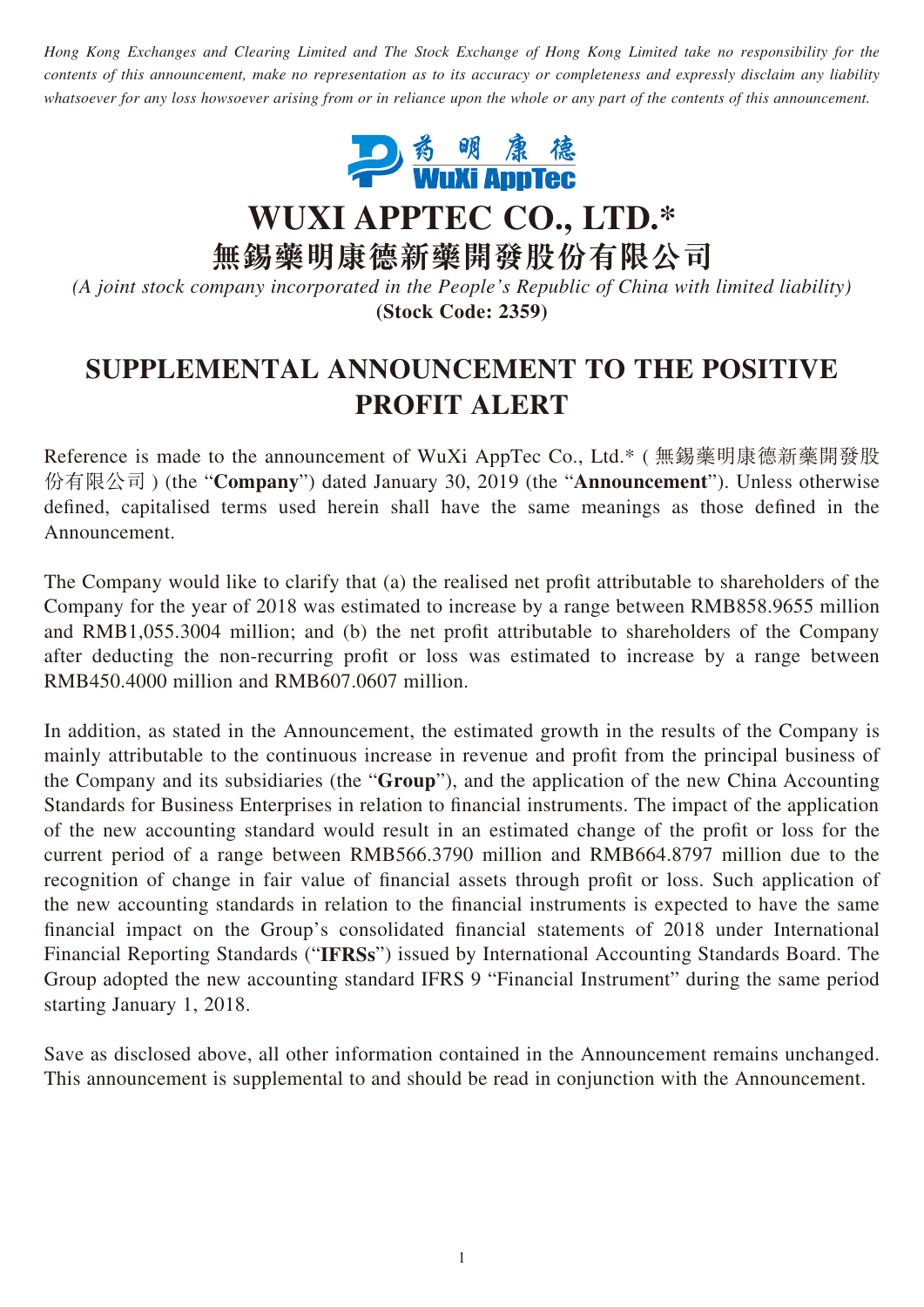*Hong Kong Exchanges and Clearing Limited and The Stock Exchange of Hong Kong Limited take no responsibility for the contents of this announcement, make no representation as to its accuracy or completeness and expressly disclaim any liability whatsoever for any loss howsoever arising from or in reliance upon the whole or any part of the contents of this announcement.*

藥明康德
WuXi AppTec

# WUXI APPTEC CO., LTD.*
# 無錫藥明康德新藥開發股份有限公司

*(A joint stock company incorporated in the People's Republic of China with limited liability)*
**(Stock Code: 2359)**

# SUPPLEMENTAL ANNOUNCEMENT TO THE POSITIVE PROFIT ALERT

Reference is made to the announcement of WuXi AppTec Co., Ltd.* (無錫藥明康德新藥開發股份有限公司) (the "**Company**") dated January 30, 2019 (the "**Announcement**"). Unless otherwise defined, capitalised terms used herein shall have the same meanings as those defined in the Announcement.

The Company would like to clarify that (a) the realised net profit attributable to shareholders of the Company for the year of 2018 was estimated to increase by a range between RMB858.9655 million and RMB1,055.3004 million; and (b) the net profit attributable to shareholders of the Company after deducting the non-recurring profit or loss was estimated to increase by a range between RMB450.4000 million and RMB607.0607 million.

In addition, as stated in the Announcement, the estimated growth in the results of the Company is mainly attributable to the continuous increase in revenue and profit from the principal business of the Company and its subsidiaries (the "**Group**"), and the application of the new China Accounting Standards for Business Enterprises in relation to financial instruments. The impact of the application of the new accounting standard would result in an estimated change of the profit or loss for the current period of a range between RMB566.3790 million and RMB664.8797 million due to the recognition of change in fair value of financial assets through profit or loss. Such application of the new accounting standards in relation to the financial instruments is expected to have the same financial impact on the Group's consolidated financial statements of 2018 under International Financial Reporting Standards ("**IFRSs**") issued by International Accounting Standards Board. The Group adopted the new accounting standard IFRS 9 "Financial Instrument" during the same period starting January 1, 2018.

Save as disclosed above, all other information contained in the Announcement remains unchanged. This announcement is supplemental to and should be read in conjunction with the Announcement.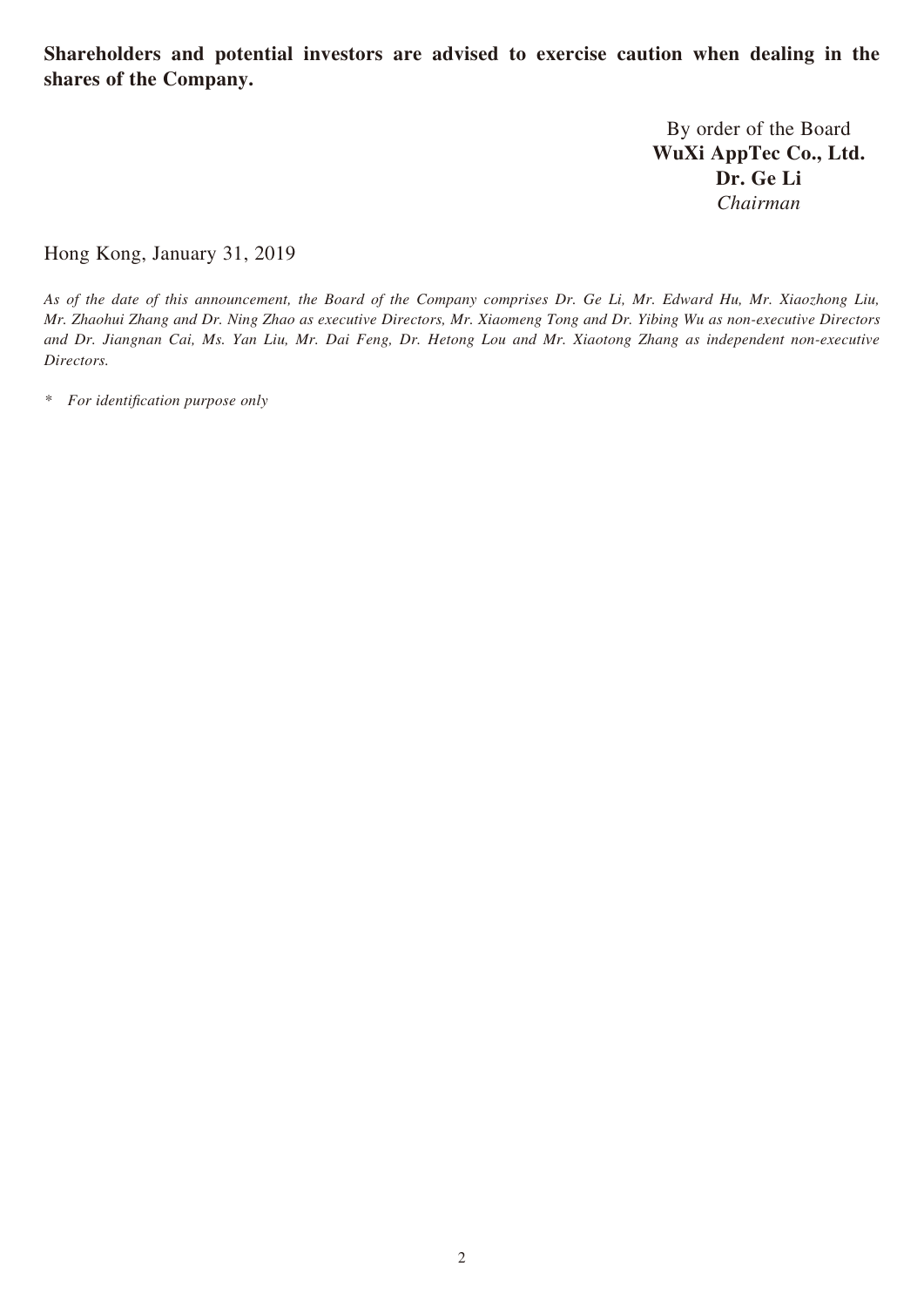**Shareholders and potential investors are advised to exercise caution when dealing in the shares of the Company.**

By order of the Board
**WuXi AppTec Co., Ltd.**
**Dr. Ge Li**
*Chairman*

Hong Kong, January 31, 2019

*As of the date of this announcement, the Board of the Company comprises Dr. Ge Li, Mr. Edward Hu, Mr. Xiaozhong Liu, Mr. Zhaohui Zhang and Dr. Ning Zhao as executive Directors, Mr. Xiaomeng Tong and Dr. Yibing Wu as non-executive Directors and Dr. Jiangnan Cai, Ms. Yan Liu, Mr. Dai Feng, Dr. Hetong Lou and Mr. Xiaotong Zhang as independent non-executive Directors.*

\* *For identification purpose only*